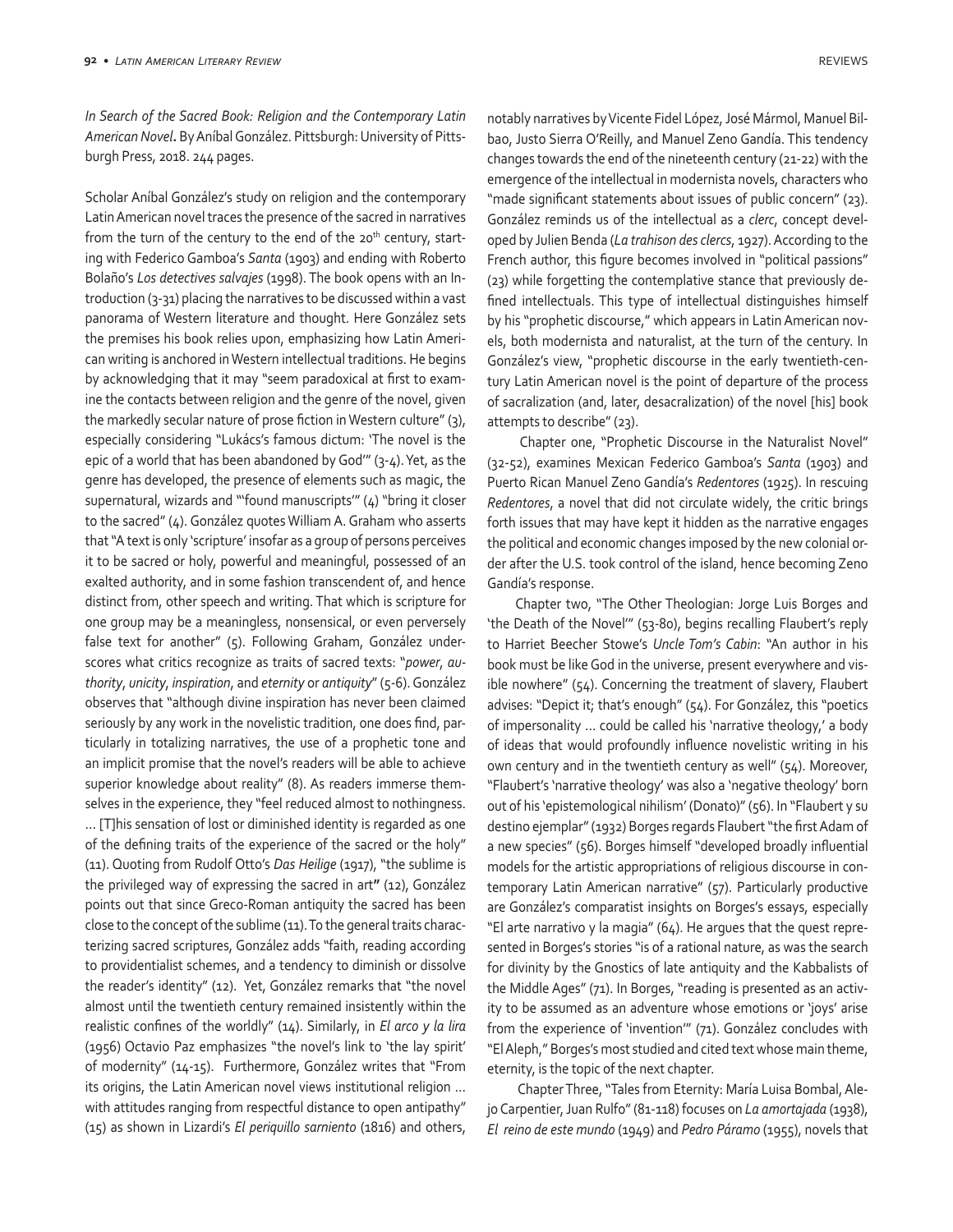*In Search of the Sacred Book: Religion and the Contemporary Latin American Novel***.** By Aníbal González. Pittsburgh: University of Pittsburgh Press, 2018. 244 pages.

Scholar Aníbal González's study on religion and the contemporary Latin American novel traces the presence of the sacred in narratives from the turn of the century to the end of the 20th century, starting with Federico Gamboa's *Santa* (1903) and ending with Roberto Bolaño's *Los detectives salvajes* (1998). The book opens with an Introduction (3-31) placing the narratives to be discussed within a vast panorama of Western literature and thought. Here González sets the premises his book relies upon, emphasizing how Latin American writing is anchored in Western intellectual traditions. He begins by acknowledging that it may "seem paradoxical at first to examine the contacts between religion and the genre of the novel, given the markedly secular nature of prose fiction in Western culture" (3), especially considering "Lukács's famous dictum: 'The novel is the epic of a world that has been abandoned by God'" (3-4). Yet, as the genre has developed, the presence of elements such as magic, the supernatural, wizards and "'found manuscripts'" (4) "bring it closer to the sacred" (4). González quotes William A. Graham who asserts that "A text is only 'scripture' insofar as a group of persons perceives it to be sacred or holy, powerful and meaningful, possessed of an exalted authority, and in some fashion transcendent of, and hence distinct from, other speech and writing. That which is scripture for one group may be a meaningless, nonsensical, or even perversely false text for another" (5). Following Graham, González underscores what critics recognize as traits of sacred texts: "*power*, *authority*, *unicity*, *inspiration*, and *eternity* or *antiquity*" (5-6). González observes that "although divine inspiration has never been claimed seriously by any work in the novelistic tradition, one does find, particularly in totalizing narratives, the use of a prophetic tone and an implicit promise that the novel's readers will be able to achieve superior knowledge about reality" (8). As readers immerse themselves in the experience, they "feel reduced almost to nothingness. ... [T]his sensation of lost or diminished identity is regarded as one of the defining traits of the experience of the sacred or the holy" (11). Quoting from Rudolf Otto's *Das Heilige* (1917), "the sublime is the privileged way of expressing the sacred in art**"** (12), González points out that since Greco-Roman antiquity the sacred has been close to the concept of the sublime (11). To the general traits characterizing sacred scriptures, González adds "faith, reading according to providentialist schemes, and a tendency to diminish or dissolve the reader's identity" (12). Yet, González remarks that "the novel almost until the twentieth century remained insistently within the realistic confines of the worldly" (14). Similarly, in *El arco y la lira* (1956) Octavio Paz emphasizes "the novel's link to 'the lay spirit' of modernity" (14-15). Furthermore, González writes that "From its origins, the Latin American novel views institutional religion ... with attitudes ranging from respectful distance to open antipathy" (15) as shown in Lizardi's *El periquillo sarniento* (1816) and others, notably narratives by Vicente Fidel López, José Mármol, Manuel Bilbao, Justo Sierra O'Reilly, and Manuel Zeno Gandía. This tendency changes towards the end of the nineteenth century (21-22) with the emergence of the intellectual in modernista novels, characters who "made significant statements about issues of public concern" (23). González reminds us of the intellectual as a *clerc*, concept developed by Julien Benda (*La trahison des clercs*, 1927). According to the French author, this figure becomes involved in "political passions" (23) while forgetting the contemplative stance that previously defined intellectuals. This type of intellectual distinguishes himself by his "prophetic discourse," which appears in Latin American novels, both modernista and naturalist, at the turn of the century. In González's view, "prophetic discourse in the early twentieth-century Latin American novel is the point of departure of the process of sacralization (and, later, desacralization) of the novel [his] book attempts to describe" (23).

Chapter one, "Prophetic Discourse in the Naturalist Novel" (32-52), examines Mexican Federico Gamboa's *Santa* (1903) and Puerto Rican Manuel Zeno Gandía's *Redentores* (1925). In rescuing *Redentores*, a novel that did not circulate widely, the critic brings forth issues that may have kept it hidden as the narrative engages the political and economic changes imposed by the new colonial order after the U.S. took control of the island, hence becoming Zeno Gandía's response.

Chapter two, "The Other Theologian: Jorge Luis Borges and 'the Death of the Novel'" (53-80), begins recalling Flaubert's reply to Harriet Beecher Stowe's *Uncle Tom's Cabin*: "An author in his book must be like God in the universe, present everywhere and visible nowhere" (54). Concerning the treatment of slavery, Flaubert advises: "Depict it; that's enough" (54). For González, this "poetics of impersonality ... could be called his 'narrative theology,' a body of ideas that would profoundly influence novelistic writing in his own century and in the twentieth century as well" (54). Moreover, "Flaubert's 'narrative theology' was also a 'negative theology' born out of his 'epistemological nihilism' (Donato)" (56). In "Flaubert y su destino ejemplar" (1932) Borges regards Flaubert "the first Adam of a new species" (56). Borges himself "developed broadly influential models for the artistic appropriations of religious discourse in contemporary Latin American narrative" (57). Particularly productive are González's comparatist insights on Borges's essays, especially "El arte narrativo y la magia" (64). He argues that the quest represented in Borges's stories "is of a rational nature, as was the search for divinity by the Gnostics of late antiquity and the Kabbalists of the Middle Ages" (71). In Borges, "reading is presented as an activity to be assumed as an adventure whose emotions or 'joys' arise from the experience of 'invention'" (71). González concludes with "El Aleph," Borges's most studied and cited text whose main theme, eternity, is the topic of the next chapter.

Chapter Three, "Tales from Eternity: María Luisa Bombal, Alejo Carpentier, Juan Rulfo" (81-118) focuses on *La amortajada* (1938), *El reino de este mundo* (1949) and *Pedro Páramo* (1955), novels that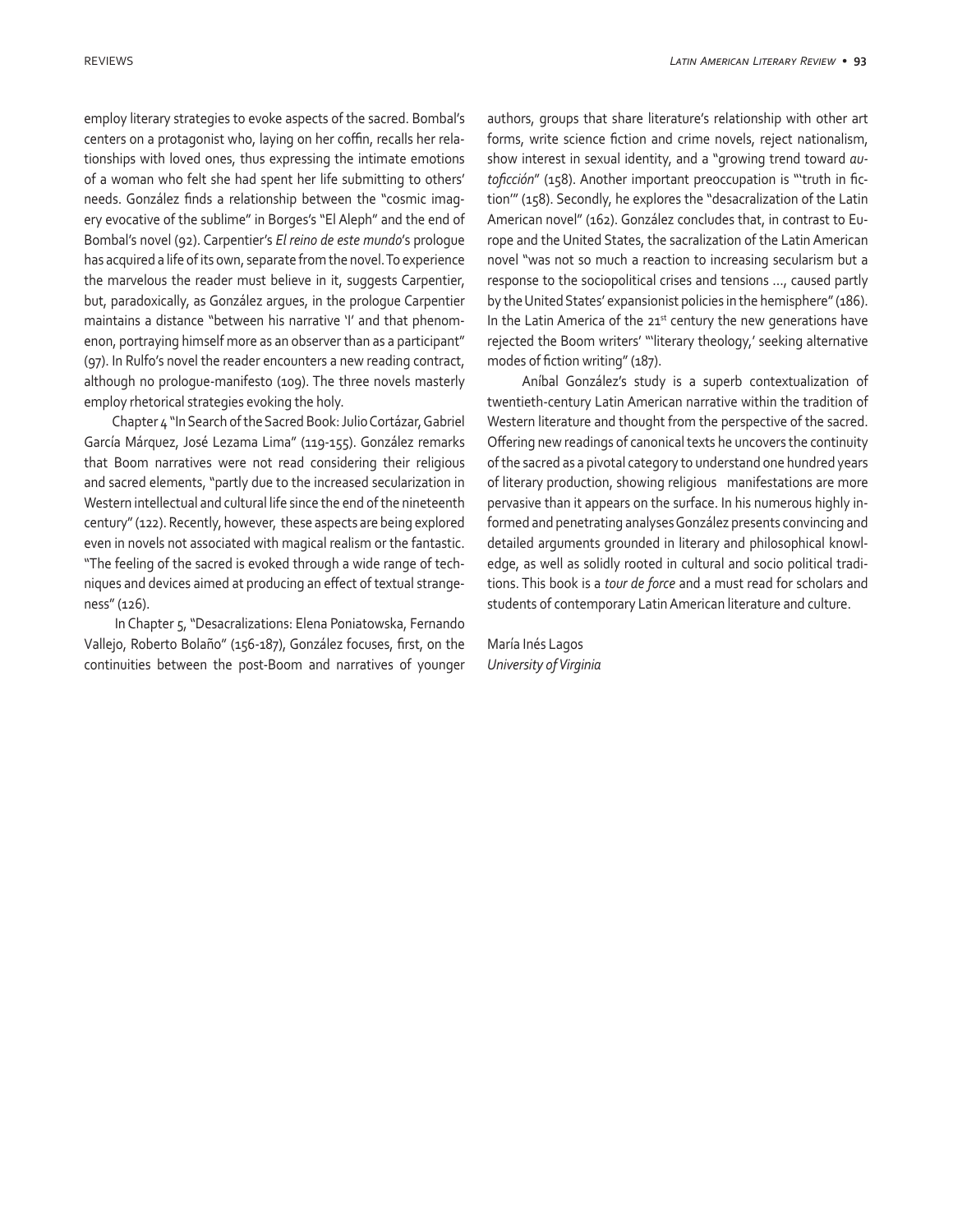employ literary strategies to evoke aspects of the sacred. Bombal's centers on a protagonist who, laying on her coffin, recalls her relationships with loved ones, thus expressing the intimate emotions of a woman who felt she had spent her life submitting to others' needs. González finds a relationship between the "cosmic imagery evocative of the sublime" in Borges's "El Aleph" and the end of Bombal's novel (92). Carpentier's *El reino de este mundo*'s prologue has acquired a life of its own, separate from the novel. To experience the marvelous the reader must believe in it, suggests Carpentier, but, paradoxically, as González argues, in the prologue Carpentier maintains a distance "between his narrative 'I' and that phenomenon, portraying himself more as an observer than as a participant" (97). In Rulfo's novel the reader encounters a new reading contract, although no prologue-manifesto (109). The three novels masterly employ rhetorical strategies evoking the holy.

Chapter 4 "In Search of the Sacred Book: Julio Cortázar, Gabriel García Márquez, José Lezama Lima" (119-155). González remarks that Boom narratives were not read considering their religious and sacred elements, "partly due to the increased secularization in Western intellectual and cultural life since the end of the nineteenth century" (122). Recently, however, these aspects are being explored even in novels not associated with magical realism or the fantastic. "The feeling of the sacred is evoked through a wide range of techniques and devices aimed at producing an effect of textual strangeness" (126).

In Chapter 5, "Desacralizations: Elena Poniatowska, Fernando Vallejo, Roberto Bolaño" (156-187), González focuses, first, on the continuities between the post-Boom and narratives of younger authors, groups that share literature's relationship with other art forms, write science fiction and crime novels, reject nationalism, show interest in sexual identity, and a "growing trend toward *autoficción*" (158). Another important preoccupation is "'truth in fiction'" (158). Secondly, he explores the "desacralization of the Latin American novel" (162). González concludes that, in contrast to Europe and the United States, the sacralization of the Latin American novel "was not so much a reaction to increasing secularism but a response to the sociopolitical crises and tensions …, caused partly by the United States' expansionist policies in the hemisphere" (186). In the Latin America of the 21st century the new generations have rejected the Boom writers' "'literary theology,' seeking alternative modes of fiction writing" (187).

Aníbal González's study is a superb contextualization of twentieth-century Latin American narrative within the tradition of Western literature and thought from the perspective of the sacred. Offering new readings of canonical texts he uncovers the continuity of the sacred as a pivotal category to understand one hundred years of literary production, showing religious manifestations are more pervasive than it appears on the surface. In his numerous highly informed and penetrating analyses González presents convincing and detailed arguments grounded in literary and philosophical knowledge, as well as solidly rooted in cultural and socio political traditions. This book is a *tour de force* and a must read for scholars and students of contemporary Latin American literature and culture.

María Inés Lagos
*University of Virginia*